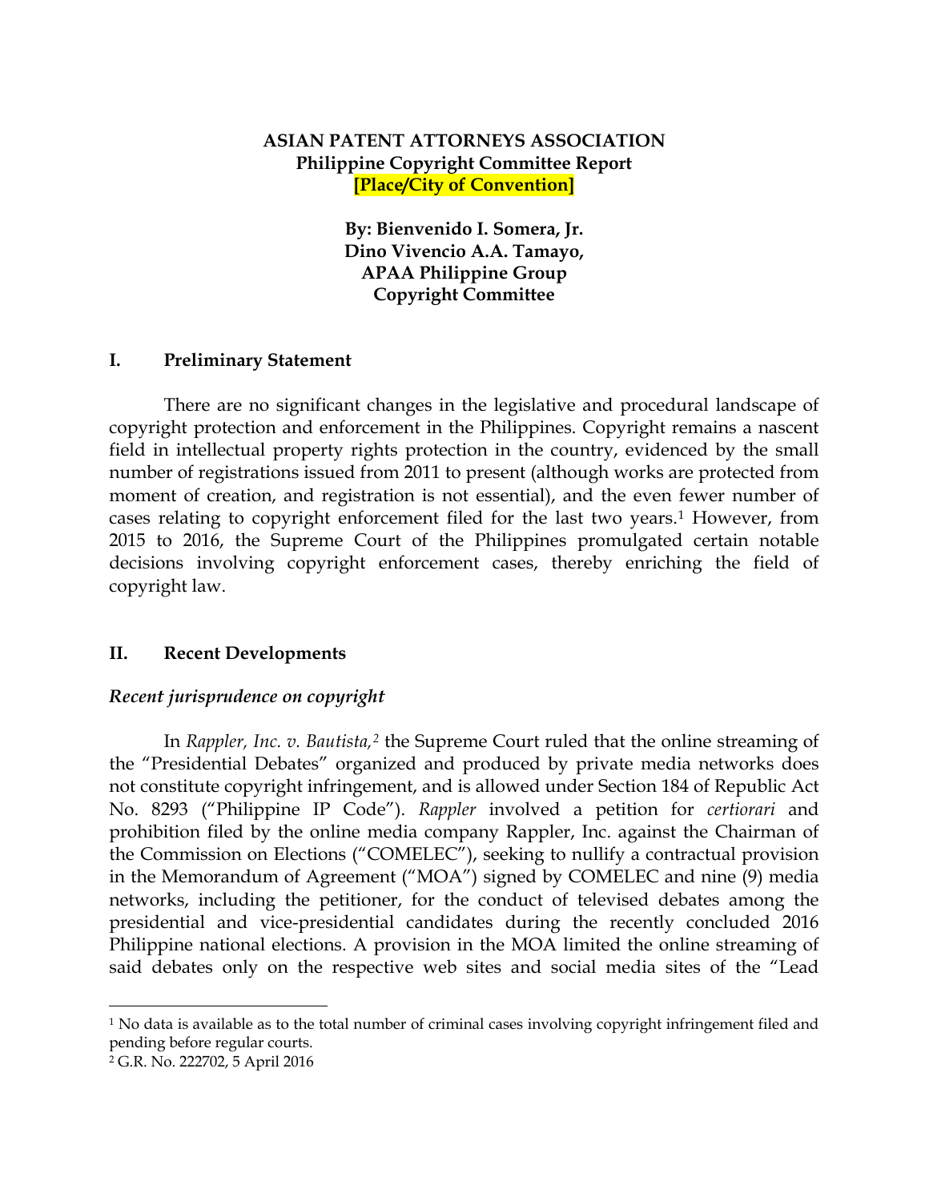**ASIAN PATENT ATTORNEYS ASSOCIATION**
**Philippine Copyright Committee Report**
**[Place/City of Convention]**

**By: Bienvenido I. Somera, Jr.**
**Dino Vivencio A.A. Tamayo,**
**APAA Philippine Group**
**Copyright Committee**

## I. Preliminary Statement

There are no significant changes in the legislative and procedural landscape of copyright protection and enforcement in the Philippines. Copyright remains a nascent field in intellectual property rights protection in the country, evidenced by the small number of registrations issued from 2011 to present (although works are protected from moment of creation, and registration is not essential), and the even fewer number of cases relating to copyright enforcement filed for the last two years.[1] However, from 2015 to 2016, the Supreme Court of the Philippines promulgated certain notable decisions involving copyright enforcement cases, thereby enriching the field of copyright law.

## II. Recent Developments

### *Recent jurisprudence on copyright*

In *Rappler, Inc. v. Bautista,*[2] the Supreme Court ruled that the online streaming of the "Presidential Debates" organized and produced by private media networks does not constitute copyright infringement, and is allowed under Section 184 of Republic Act No. 8293 ("Philippine IP Code"). *Rappler* involved a petition for *certiorari* and prohibition filed by the online media company Rappler, Inc. against the Chairman of the Commission on Elections ("COMELEC"), seeking to nullify a contractual provision in the Memorandum of Agreement ("MOA") signed by COMELEC and nine (9) media networks, including the petitioner, for the conduct of televised debates among the presidential and vice-presidential candidates during the recently concluded 2016 Philippine national elections. A provision in the MOA limited the online streaming of said debates only on the respective web sites and social media sites of the "Lead

---

[1] No data is available as to the total number of criminal cases involving copyright infringement filed and pending before regular courts.

[2] G.R. No. 222702, 5 April 2016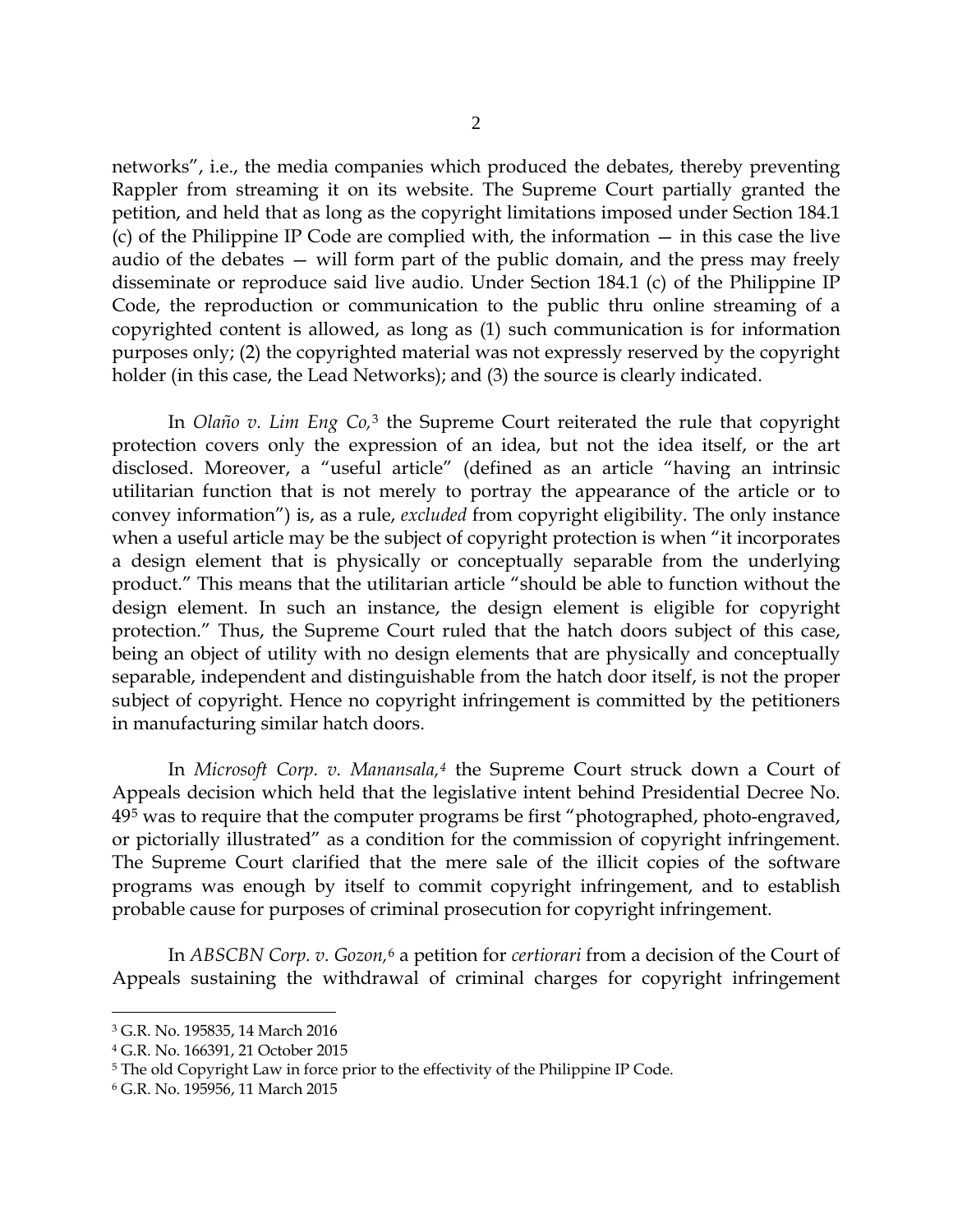networks", i.e., the media companies which produced the debates, thereby preventing Rappler from streaming it on its website. The Supreme Court partially granted the petition, and held that as long as the copyright limitations imposed under Section 184.1 (c) of the Philippine IP Code are complied with, the information — in this case the live audio of the debates — will form part of the public domain, and the press may freely disseminate or reproduce said live audio. Under Section 184.1 (c) of the Philippine IP Code, the reproduction or communication to the public thru online streaming of a copyrighted content is allowed, as long as (1) such communication is for information purposes only; (2) the copyrighted material was not expressly reserved by the copyright holder (in this case, the Lead Networks); and (3) the source is clearly indicated.

In *Olaño v. Lim Eng Co,*[3] the Supreme Court reiterated the rule that copyright protection covers only the expression of an idea, but not the idea itself, or the art disclosed. Moreover, a "useful article" (defined as an article "having an intrinsic utilitarian function that is not merely to portray the appearance of the article or to convey information") is, as a rule, *excluded* from copyright eligibility. The only instance when a useful article may be the subject of copyright protection is when "it incorporates a design element that is physically or conceptually separable from the underlying product." This means that the utilitarian article "should be able to function without the design element. In such an instance, the design element is eligible for copyright protection." Thus, the Supreme Court ruled that the hatch doors subject of this case, being an object of utility with no design elements that are physically and conceptually separable, independent and distinguishable from the hatch door itself, is not the proper subject of copyright. Hence no copyright infringement is committed by the petitioners in manufacturing similar hatch doors.

In *Microsoft Corp. v. Manansala,*[4] the Supreme Court struck down a Court of Appeals decision which held that the legislative intent behind Presidential Decree No. 49[5] was to require that the computer programs be first "photographed, photo-engraved, or pictorially illustrated" as a condition for the commission of copyright infringement. The Supreme Court clarified that the mere sale of the illicit copies of the software programs was enough by itself to commit copyright infringement, and to establish probable cause for purposes of criminal prosecution for copyright infringement.

In *ABSCBN Corp. v. Gozon,*[6] a petition for *certiorari* from a decision of the Court of Appeals sustaining the withdrawal of criminal charges for copyright infringement

---

[3] G.R. No. 195835, 14 March 2016

[4] G.R. No. 166391, 21 October 2015

[5] The old Copyright Law in force prior to the effectivity of the Philippine IP Code.

[6] G.R. No. 195956, 11 March 2015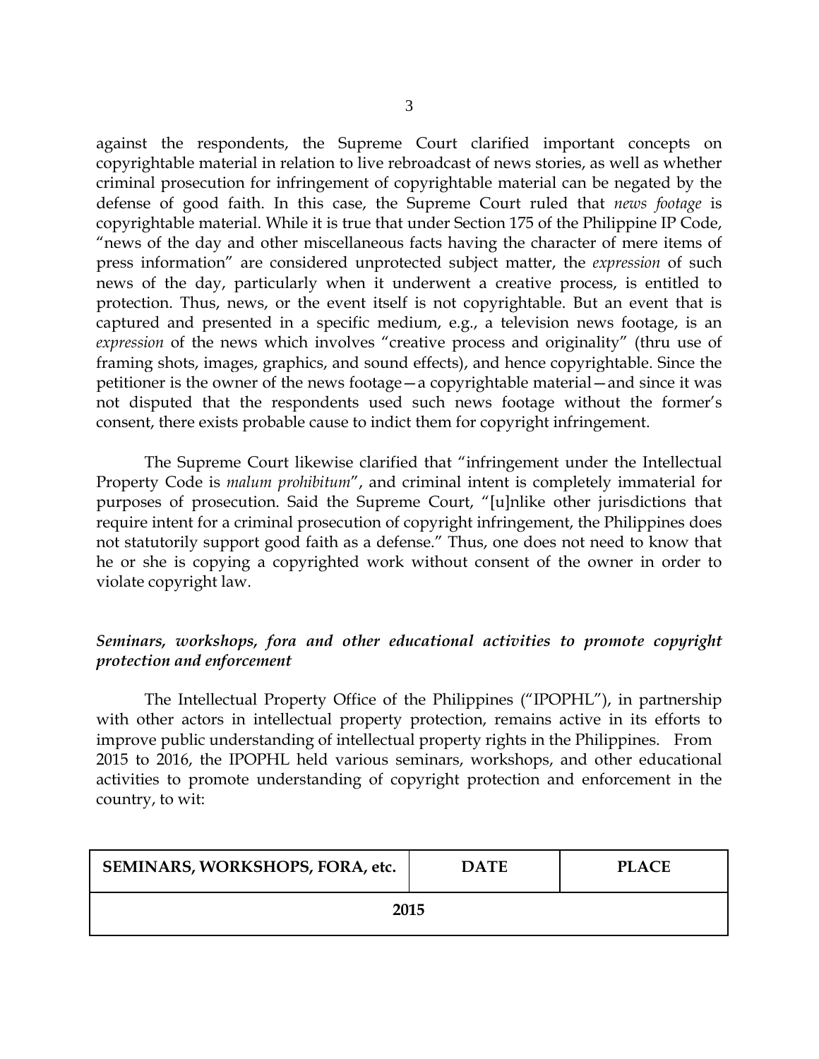against the respondents, the Supreme Court clarified important concepts on copyrightable material in relation to live rebroadcast of news stories, as well as whether criminal prosecution for infringement of copyrightable material can be negated by the defense of good faith. In this case, the Supreme Court ruled that *news footage* is copyrightable material. While it is true that under Section 175 of the Philippine IP Code, "news of the day and other miscellaneous facts having the character of mere items of press information" are considered unprotected subject matter, the *expression* of such news of the day, particularly when it underwent a creative process, is entitled to protection. Thus, news, or the event itself is not copyrightable. But an event that is captured and presented in a specific medium, e.g., a television news footage, is an *expression* of the news which involves "creative process and originality" (thru use of framing shots, images, graphics, and sound effects), and hence copyrightable. Since the petitioner is the owner of the news footage—a copyrightable material—and since it was not disputed that the respondents used such news footage without the former's consent, there exists probable cause to indict them for copyright infringement.

The Supreme Court likewise clarified that "infringement under the Intellectual Property Code is *malum prohibitum*", and criminal intent is completely immaterial for purposes of prosecution. Said the Supreme Court, "[u]nlike other jurisdictions that require intent for a criminal prosecution of copyright infringement, the Philippines does not statutorily support good faith as a defense." Thus, one does not need to know that he or she is copying a copyrighted work without consent of the owner in order to violate copyright law.

### *Seminars, workshops, fora and other educational activities to promote copyright protection and enforcement*

The Intellectual Property Office of the Philippines ("IPOPHL"), in partnership with other actors in intellectual property protection, remains active in its efforts to improve public understanding of intellectual property rights in the Philippines. From 2015 to 2016, the IPOPHL held various seminars, workshops, and other educational activities to promote understanding of copyright protection and enforcement in the country, to wit:

| SEMINARS, WORKSHOPS, FORA, etc. | DATE | PLACE |
|---|---|---|
| **2015** | | |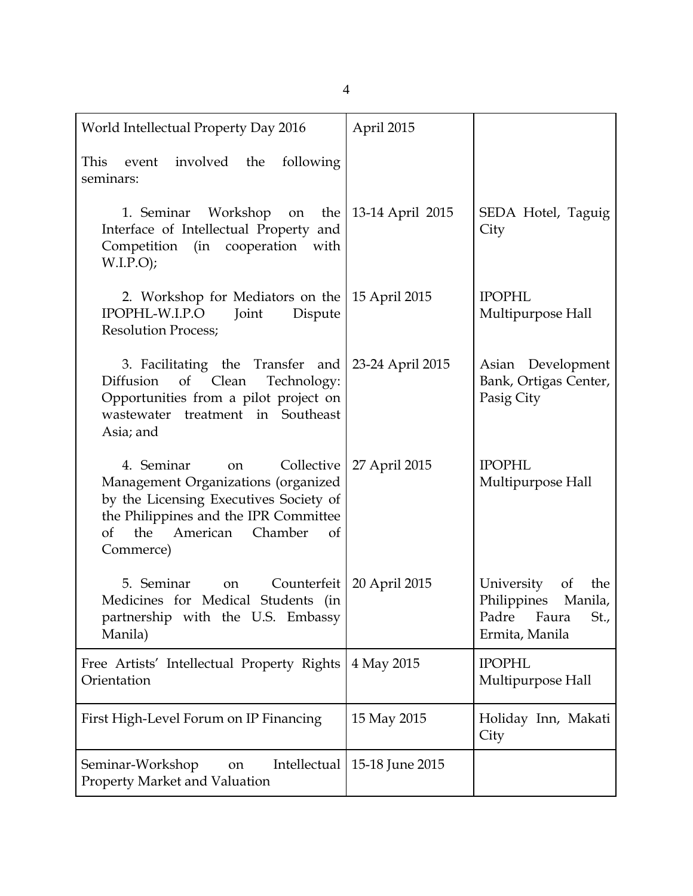| | | |
|---|---|---|
| World Intellectual Property Day 2016<br><br>This event involved the following seminars: | April 2015 | |
| 1. Seminar Workshop on the Interface of Intellectual Property and Competition (in cooperation with W.I.P.O); | 13-14 April 2015 | SEDA Hotel, Taguig City |
| 2. Workshop for Mediators on the IPOPHL-W.I.P.O Joint Dispute Resolution Process; | 15 April 2015 | IPOPHL Multipurpose Hall |
| 3. Facilitating the Transfer and Diffusion of Clean Technology: Opportunities from a pilot project on wastewater treatment in Southeast Asia; and | 23-24 April 2015 | Asian Development Bank, Ortigas Center, Pasig City |
| 4. Seminar on Collective Management Organizations (organized by the Licensing Executives Society of the Philippines and the IPR Committee of the American Chamber of Commerce) | 27 April 2015 | IPOPHL Multipurpose Hall |
| 5. Seminar on Counterfeit Medicines for Medical Students (in partnership with the U.S. Embassy Manila) | 20 April 2015 | University of the Philippines Manila, Padre Faura St., Ermita, Manila |
| Free Artists' Intellectual Property Rights Orientation | 4 May 2015 | IPOPHL Multipurpose Hall |
| First High-Level Forum on IP Financing | 15 May 2015 | Holiday Inn, Makati City |
| Seminar-Workshop on Intellectual Property Market and Valuation | 15-18 June 2015 | |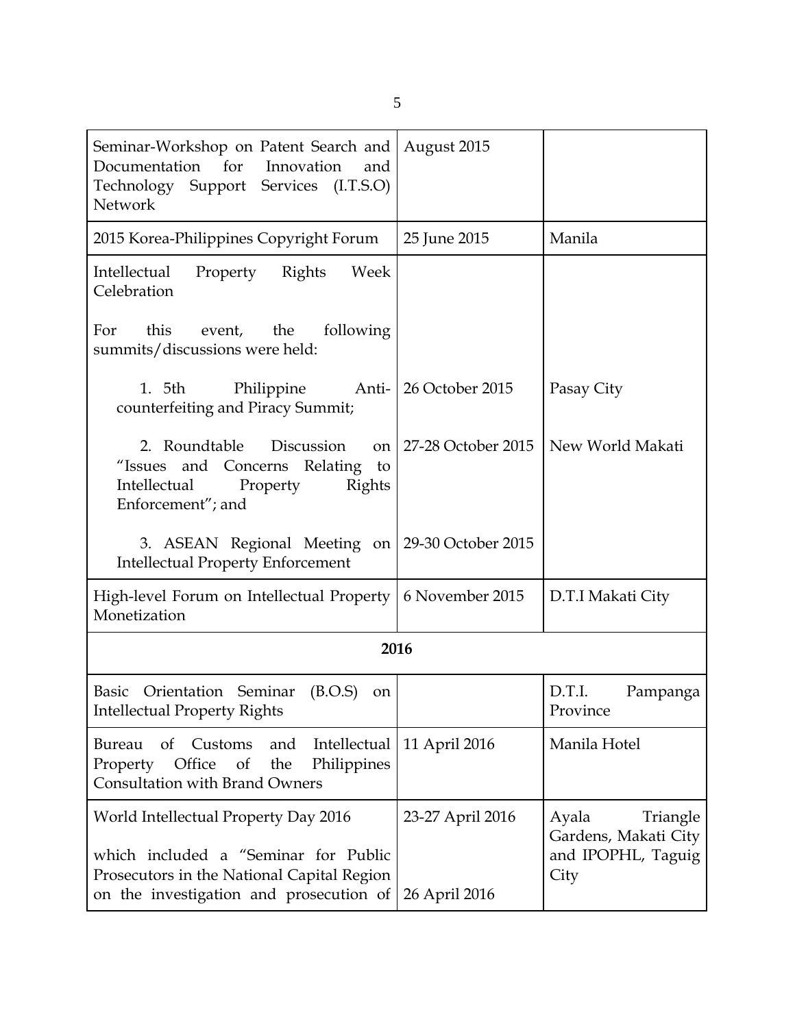| | | |
|---|---|---|
| Seminar-Workshop on Patent Search and Documentation for Innovation and Technology Support Services (I.T.S.O) Network | August 2015 | |
| 2015 Korea-Philippines Copyright Forum | 25 June 2015 | Manila |
| Intellectual Property Rights Week Celebration<br><br>For this event, the following summits/discussions were held:<br><br>1. 5th Philippine Anti-counterfeiting and Piracy Summit;<br><br>2. Roundtable Discussion on "Issues and Concerns Relating to Intellectual Property Rights Enforcement"; and<br><br>3. ASEAN Regional Meeting on Intellectual Property Enforcement | <br><br><br><br>26 October 2015<br><br>27-28 October 2015<br><br>29-30 October 2015 | <br><br><br><br>Pasay City<br><br>New World Makati |
| High-level Forum on Intellectual Property Monetization | 6 November 2015 | D.T.I Makati City |
| **2016** | | |
| Basic Orientation Seminar (B.O.S) on Intellectual Property Rights | | D.T.I. Pampanga Province |
| Bureau of Customs and Intellectual Property Office of the Philippines Consultation with Brand Owners | 11 April 2016 | Manila Hotel |
| World Intellectual Property Day 2016<br><br>which included a "Seminar for Public Prosecutors in the National Capital Region on the investigation and prosecution of | 23-27 April 2016<br><br><br><br>26 April 2016 | Ayala Triangle Gardens, Makati City and IPOPHL, Taguig City |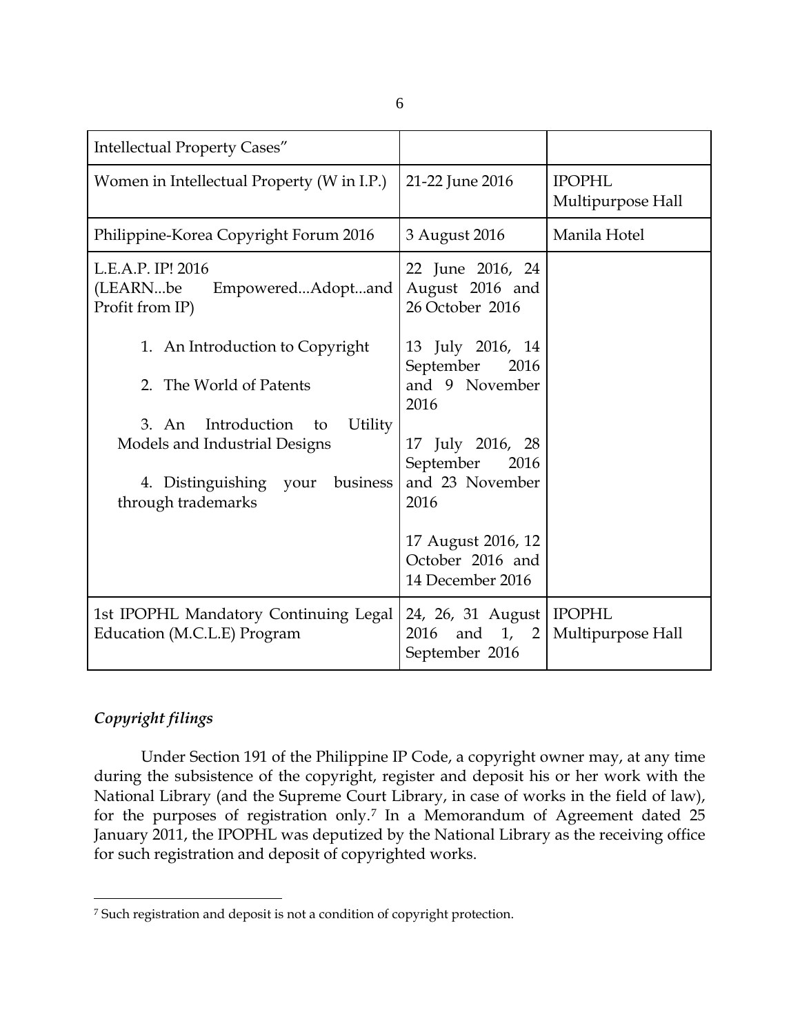| | | |
|---|---|---|
| Intellectual Property Cases" | | |
| Women in Intellectual Property (W in I.P.) | 21-22 June 2016 | IPOPHL Multipurpose Hall |
| Philippine-Korea Copyright Forum 2016 | 3 August 2016 | Manila Hotel |
| L.E.A.P. IP! 2016 (LEARN...be Empowered...Adopt...and Profit from IP)<br><br>1. An Introduction to Copyright<br><br>2. The World of Patents<br><br>3. An Introduction to Utility Models and Industrial Designs<br><br>4. Distinguishing your business through trademarks | 22 June 2016, 24 August 2016 and 26 October 2016<br><br>13 July 2016, 14 September 2016 and 9 November 2016<br><br>17 July 2016, 28 September 2016 and 23 November 2016<br><br>17 August 2016, 12 October 2016 and 14 December 2016 | |
| 1st IPOPHL Mandatory Continuing Legal Education (M.C.L.E) Program | 24, 26, 31 August 2016 and 1, 2 September 2016 | IPOPHL Multipurpose Hall |

### *Copyright filings*

Under Section 191 of the Philippine IP Code, a copyright owner may, at any time during the subsistence of the copyright, register and deposit his or her work with the National Library (and the Supreme Court Library, in case of works in the field of law), for the purposes of registration only.[7] In a Memorandum of Agreement dated 25 January 2011, the IPOPHL was deputized by the National Library as the receiving office for such registration and deposit of copyrighted works.

[7] Such registration and deposit is not a condition of copyright protection.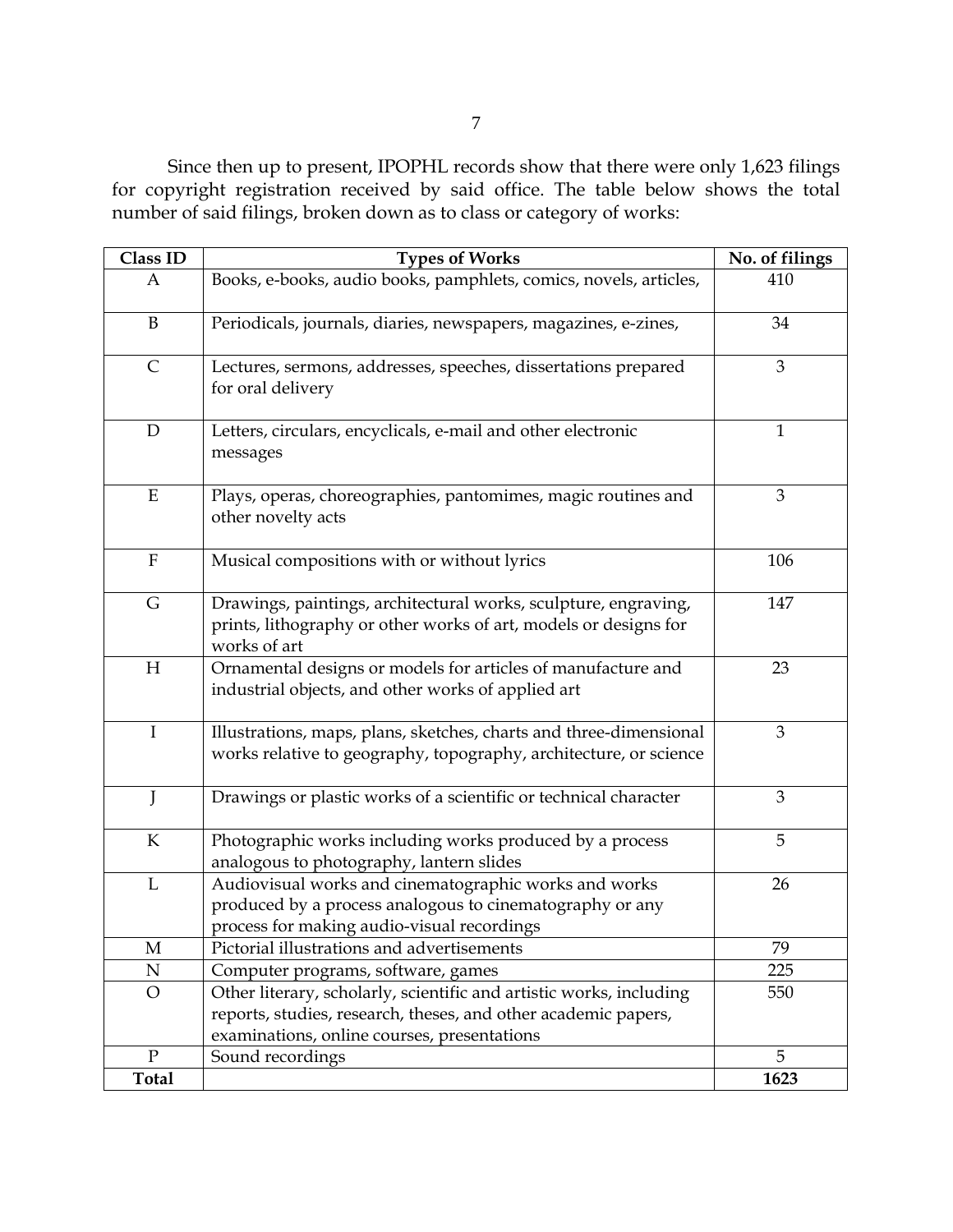Since then up to present, IPOPHL records show that there were only 1,623 filings for copyright registration received by said office. The table below shows the total number of said filings, broken down as to class or category of works:

| Class ID | Types of Works | No. of filings |
|---|---|---|
| A | Books, e-books, audio books, pamphlets, comics, novels, articles, | 410 |
| B | Periodicals, journals, diaries, newspapers, magazines, e-zines, | 34 |
| C | Lectures, sermons, addresses, speeches, dissertations prepared for oral delivery | 3 |
| D | Letters, circulars, encyclicals, e-mail and other electronic messages | 1 |
| E | Plays, operas, choreographies, pantomimes, magic routines and other novelty acts | 3 |
| F | Musical compositions with or without lyrics | 106 |
| G | Drawings, paintings, architectural works, sculpture, engraving, prints, lithography or other works of art, models or designs for works of art | 147 |
| H | Ornamental designs or models for articles of manufacture and industrial objects, and other works of applied art | 23 |
| I | Illustrations, maps, plans, sketches, charts and three-dimensional works relative to geography, topography, architecture, or science | 3 |
| J | Drawings or plastic works of a scientific or technical character | 3 |
| K | Photographic works including works produced by a process analogous to photography, lantern slides | 5 |
| L | Audiovisual works and cinematographic works and works produced by a process analogous to cinematography or any process for making audio-visual recordings | 26 |
| M | Pictorial illustrations and advertisements | 79 |
| N | Computer programs, software, games | 225 |
| O | Other literary, scholarly, scientific and artistic works, including reports, studies, research, theses, and other academic papers, examinations, online courses, presentations | 550 |
| P | Sound recordings | 5 |
| **Total** | | **1623** |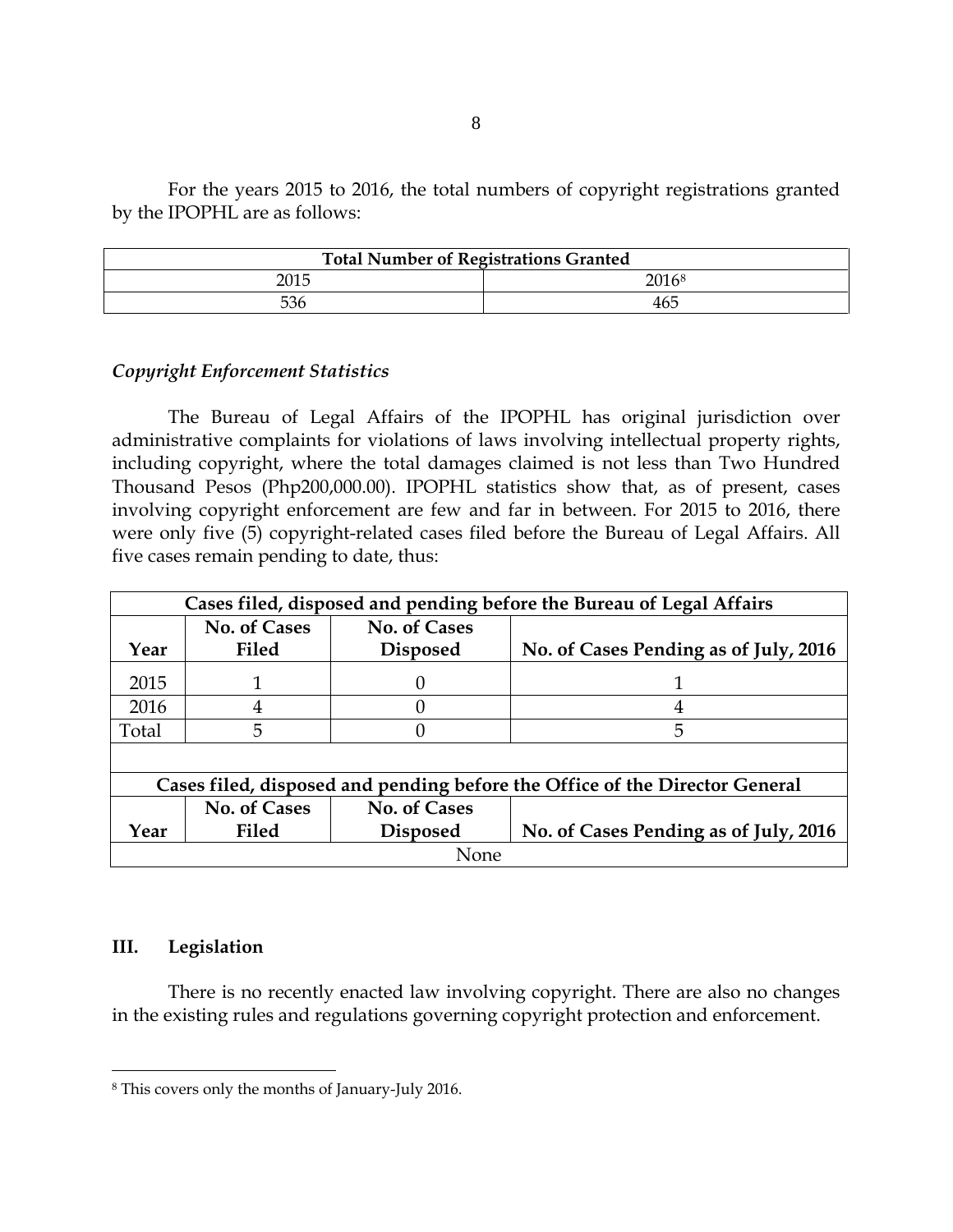For the years 2015 to 2016, the total numbers of copyright registrations granted by the IPOPHL are as follows:

| Total Number of Registrations Granted | |
|---|---|
| 2015 | 2016[8] |
| 536 | 465 |

*Copyright Enforcement Statistics*

The Bureau of Legal Affairs of the IPOPHL has original jurisdiction over administrative complaints for violations of laws involving intellectual property rights, including copyright, where the total damages claimed is not less than Two Hundred Thousand Pesos (Php200,000.00). IPOPHL statistics show that, as of present, cases involving copyright enforcement are few and far in between. For 2015 to 2016, there were only five (5) copyright-related cases filed before the Bureau of Legal Affairs. All five cases remain pending to date, thus:

| Cases filed, disposed and pending before the Bureau of Legal Affairs | | | |
|---|---|---|---|
| **Year** | **No. of Cases Filed** | **No. of Cases Disposed** | **No. of Cases Pending as of July, 2016** |
| 2015 | 1 | 0 | 1 |
| 2016 | 4 | 0 | 4 |
| Total | 5 | 0 | 5 |
| | | | |
| **Cases filed, disposed and pending before the Office of the Director General** | | | |
| **Year** | **No. of Cases Filed** | **No. of Cases Disposed** | **No. of Cases Pending as of July, 2016** |
| None | | | |

## III. Legislation

There is no recently enacted law involving copyright. There are also no changes in the existing rules and regulations governing copyright protection and enforcement.

[8] This covers only the months of January-July 2016.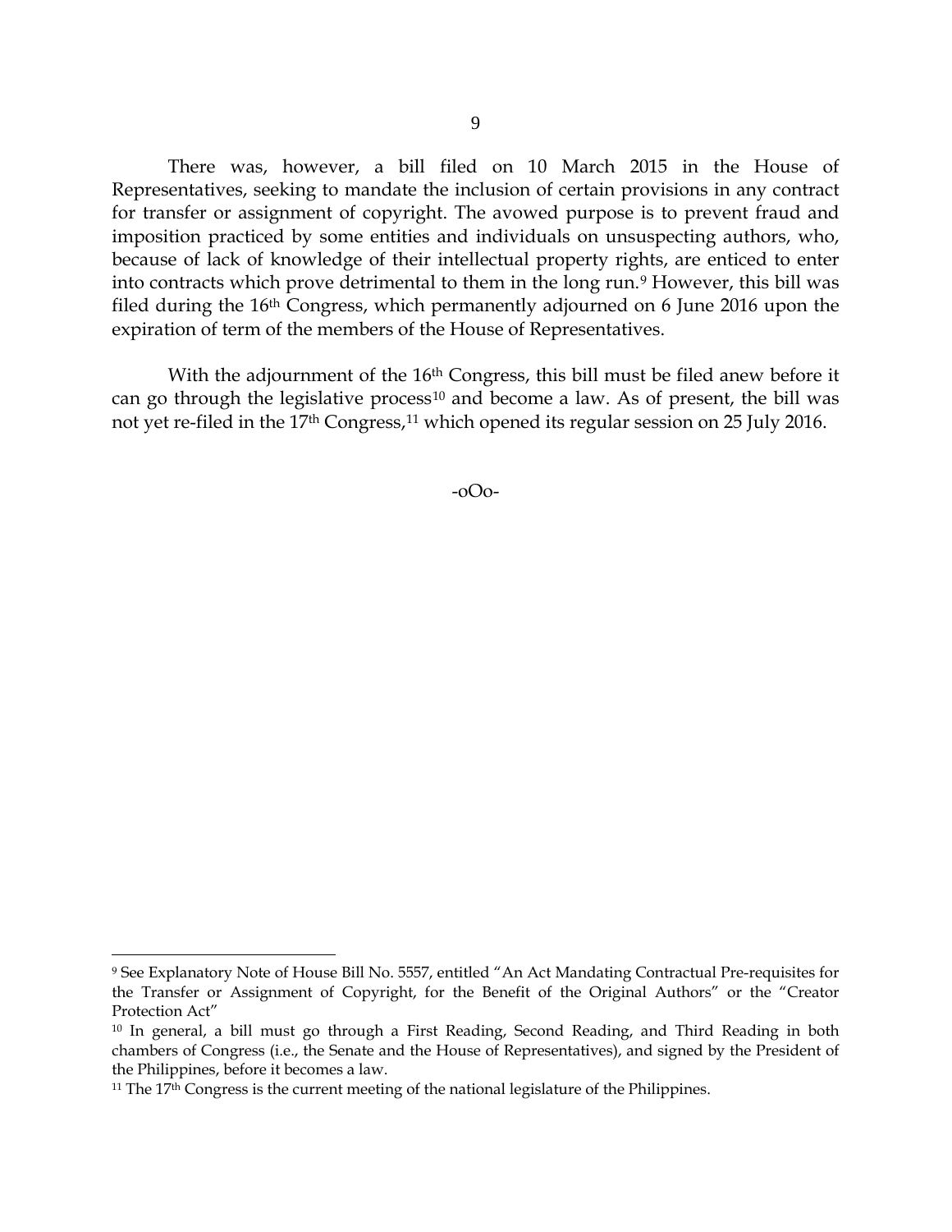There was, however, a bill filed on 10 March 2015 in the House of Representatives, seeking to mandate the inclusion of certain provisions in any contract for transfer or assignment of copyright. The avowed purpose is to prevent fraud and imposition practiced by some entities and individuals on unsuspecting authors, who, because of lack of knowledge of their intellectual property rights, are enticed to enter into contracts which prove detrimental to them in the long run.[9] However, this bill was filed during the 16th Congress, which permanently adjourned on 6 June 2016 upon the expiration of term of the members of the House of Representatives.

With the adjournment of the 16th Congress, this bill must be filed anew before it can go through the legislative process[10] and become a law. As of present, the bill was not yet re-filed in the 17th Congress,[11] which opened its regular session on 25 July 2016.

-oOo-

[9] See Explanatory Note of House Bill No. 5557, entitled "An Act Mandating Contractual Pre-requisites for the Transfer or Assignment of Copyright, for the Benefit of the Original Authors" or the "Creator Protection Act"

[10] In general, a bill must go through a First Reading, Second Reading, and Third Reading in both chambers of Congress (i.e., the Senate and the House of Representatives), and signed by the President of the Philippines, before it becomes a law.

[11] The 17th Congress is the current meeting of the national legislature of the Philippines.